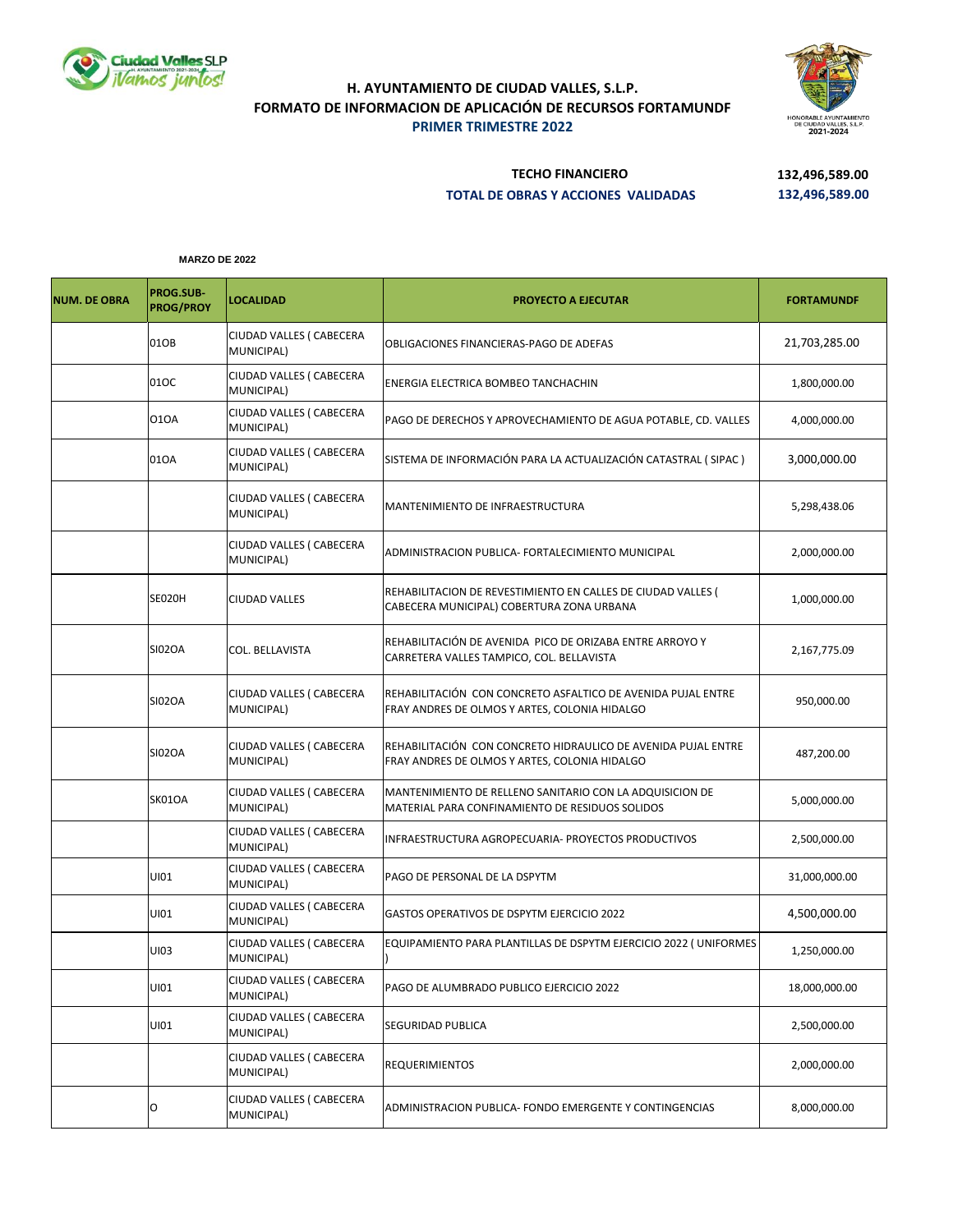# H. AYUNTAMIENTO DE CIUDAD VALLES, S.L.P.

## FORMATO DE INFORMACION DE APLICACIÓN DE RECURSOS FORTAMUNDF

### PRIMER TRIMESTRE 2022

**TECHO FINANCIERO** 132,496,589.00

**TOTAL DE OBRAS Y ACCIONES VALIDADAS** 132,496,589.00

**MARZO DE 2022**

| NUM. DE OBRA | PROG.SUB-PROG/PROY | LOCALIDAD | PROYECTO A EJECUTAR | FORTAMUNDF |
|---|---|---|---|---|
| | 01OB | CIUDAD VALLES ( CABECERA MUNICIPAL) | OBLIGACIONES FINANCIERAS-PAGO DE ADEFAS | 21,703,285.00 |
| | 01OC | CIUDAD VALLES ( CABECERA MUNICIPAL) | ENERGIA ELECTRICA BOMBEO TANCHACHIN | 1,800,000.00 |
| | O1OA | CIUDAD VALLES ( CABECERA MUNICIPAL) | PAGO DE DERECHOS Y APROVECHAMIENTO DE AGUA POTABLE, CD. VALLES | 4,000,000.00 |
| | 01OA | CIUDAD VALLES ( CABECERA MUNICIPAL) | SISTEMA DE INFORMACIÓN PARA LA ACTUALIZACIÓN CATASTRAL ( SIPAC ) | 3,000,000.00 |
| | | CIUDAD VALLES ( CABECERA MUNICIPAL) | MANTENIMIENTO DE INFRAESTRUCTURA | 5,298,438.06 |
| | | CIUDAD VALLES ( CABECERA MUNICIPAL) | ADMINISTRACION PUBLICA- FORTALECIMIENTO MUNICIPAL | 2,000,000.00 |
| | SE020H | CIUDAD VALLES | REHABILITACION DE REVESTIMIENTO EN CALLES DE CIUDAD VALLES ( CABECERA MUNICIPAL) COBERTURA ZONA URBANA | 1,000,000.00 |
| | SI02OA | COL. BELLAVISTA | REHABILITACIÓN DE AVENIDA PICO DE ORIZABA ENTRE ARROYO Y CARRETERA VALLES TAMPICO, COL. BELLAVISTA | 2,167,775.09 |
| | SI02OA | CIUDAD VALLES ( CABECERA MUNICIPAL) | REHABILITACIÓN CON CONCRETO ASFALTICO DE AVENIDA PUJAL ENTRE FRAY ANDRES DE OLMOS Y ARTES, COLONIA HIDALGO | 950,000.00 |
| | SI02OA | CIUDAD VALLES ( CABECERA MUNICIPAL) | REHABILITACIÓN CON CONCRETO HIDRAULICO DE AVENIDA PUJAL ENTRE FRAY ANDRES DE OLMOS Y ARTES, COLONIA HIDALGO | 487,200.00 |
| | SK01OA | CIUDAD VALLES ( CABECERA MUNICIPAL) | MANTENIMIENTO DE RELLENO SANITARIO CON LA ADQUISICION DE MATERIAL PARA CONFINAMIENTO DE RESIDUOS SOLIDOS | 5,000,000.00 |
| | | CIUDAD VALLES ( CABECERA MUNICIPAL) | INFRAESTRUCTURA AGROPECUARIA- PROYECTOS PRODUCTIVOS | 2,500,000.00 |
| | UI01 | CIUDAD VALLES ( CABECERA MUNICIPAL) | PAGO DE PERSONAL DE LA DSPYTM | 31,000,000.00 |
| | UI01 | CIUDAD VALLES ( CABECERA MUNICIPAL) | GASTOS OPERATIVOS DE DSPYTM EJERCICIO 2022 | 4,500,000.00 |
| | UI03 | CIUDAD VALLES ( CABECERA MUNICIPAL) | EQUIPAMIENTO PARA PLANTILLAS DE DSPYTM EJERCICIO 2022 ( UNIFORMES ) | 1,250,000.00 |
| | UI01 | CIUDAD VALLES ( CABECERA MUNICIPAL) | PAGO DE ALUMBRADO PUBLICO EJERCICIO 2022 | 18,000,000.00 |
| | UI01 | CIUDAD VALLES ( CABECERA MUNICIPAL) | SEGURIDAD PUBLICA | 2,500,000.00 |
| | | CIUDAD VALLES ( CABECERA MUNICIPAL) | REQUERIMIENTOS | 2,000,000.00 |
| | O | CIUDAD VALLES ( CABECERA MUNICIPAL) | ADMINISTRACION PUBLICA- FONDO EMERGENTE Y CONTINGENCIAS | 8,000,000.00 |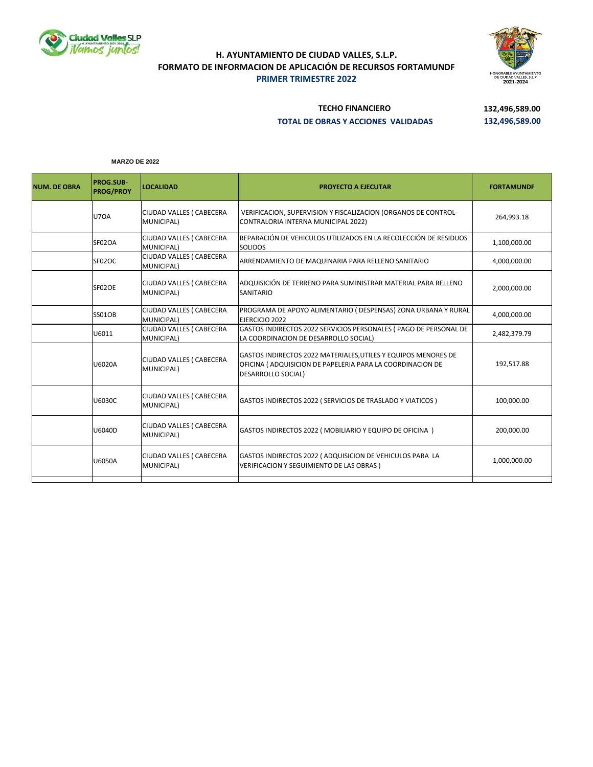# H. AYUNTAMIENTO DE CIUDAD VALLES, S.L.P.
## FORMATO DE INFORMACION DE APLICACIÓN DE RECURSOS FORTAMUNDF
### PRIMER TRIMESTRE 2022

**TECHO FINANCIERO** 132,496,589.00

**TOTAL DE OBRAS Y ACCIONES VALIDADAS** 132,496,589.00

**MARZO DE 2022**

| NUM. DE OBRA | PROG.SUB-PROG/PROY | LOCALIDAD | PROYECTO A EJECUTAR | FORTAMUNDF |
|---|---|---|---|---|
| | U7OA | CIUDAD VALLES ( CABECERA MUNICIPAL) | VERIFICACION, SUPERVISION Y FISCALIZACION (ORGANOS DE CONTROL-CONTRALORIA INTERNA MUNICIPAL 2022) | 264,993.18 |
| | SF02OA | CIUDAD VALLES ( CABECERA MUNICIPAL) | REPARACIÓN DE VEHICULOS UTILIZADOS EN LA RECOLECCIÓN DE RESIDUOS SOLIDOS | 1,100,000.00 |
| | SF02OC | CIUDAD VALLES ( CABECERA MUNICIPAL) | ARRENDAMIENTO DE MAQUINARIA PARA RELLENO SANITARIO | 4,000,000.00 |
| | SF02OE | CIUDAD VALLES ( CABECERA MUNICIPAL) | ADQUISICIÓN DE TERRENO PARA SUMINISTRAR MATERIAL PARA RELLENO SANITARIO | 2,000,000.00 |
| | SS01OB | CIUDAD VALLES ( CABECERA MUNICIPAL) | PROGRAMA DE APOYO ALIMENTARIO ( DESPENSAS) ZONA URBANA Y RURAL EJERCICIO 2022 | 4,000,000.00 |
| | U6011 | CIUDAD VALLES ( CABECERA MUNICIPAL) | GASTOS INDIRECTOS 2022 SERVICIOS PERSONALES ( PAGO DE PERSONAL DE LA COORDINACION DE DESARROLLO SOCIAL) | 2,482,379.79 |
| | U6020A | CIUDAD VALLES ( CABECERA MUNICIPAL) | GASTOS INDIRECTOS 2022 MATERIALES,UTILES Y EQUIPOS MENORES DE OFICINA ( ADQUISICION DE PAPELERIA PARA LA COORDINACION DE DESARROLLO SOCIAL) | 192,517.88 |
| | U6030C | CIUDAD VALLES ( CABECERA MUNICIPAL) | GASTOS INDIRECTOS 2022 ( SERVICIOS DE TRASLADO Y VIATICOS ) | 100,000.00 |
| | U6040D | CIUDAD VALLES ( CABECERA MUNICIPAL) | GASTOS INDIRECTOS 2022 ( MOBILIARIO Y EQUIPO DE OFICINA ) | 200,000.00 |
| | U6050A | CIUDAD VALLES ( CABECERA MUNICIPAL) | GASTOS INDIRECTOS 2022 ( ADQUISICION DE VEHICULOS PARA LA VERIFICACION Y SEGUIMIENTO DE LAS OBRAS ) | 1,000,000.00 |